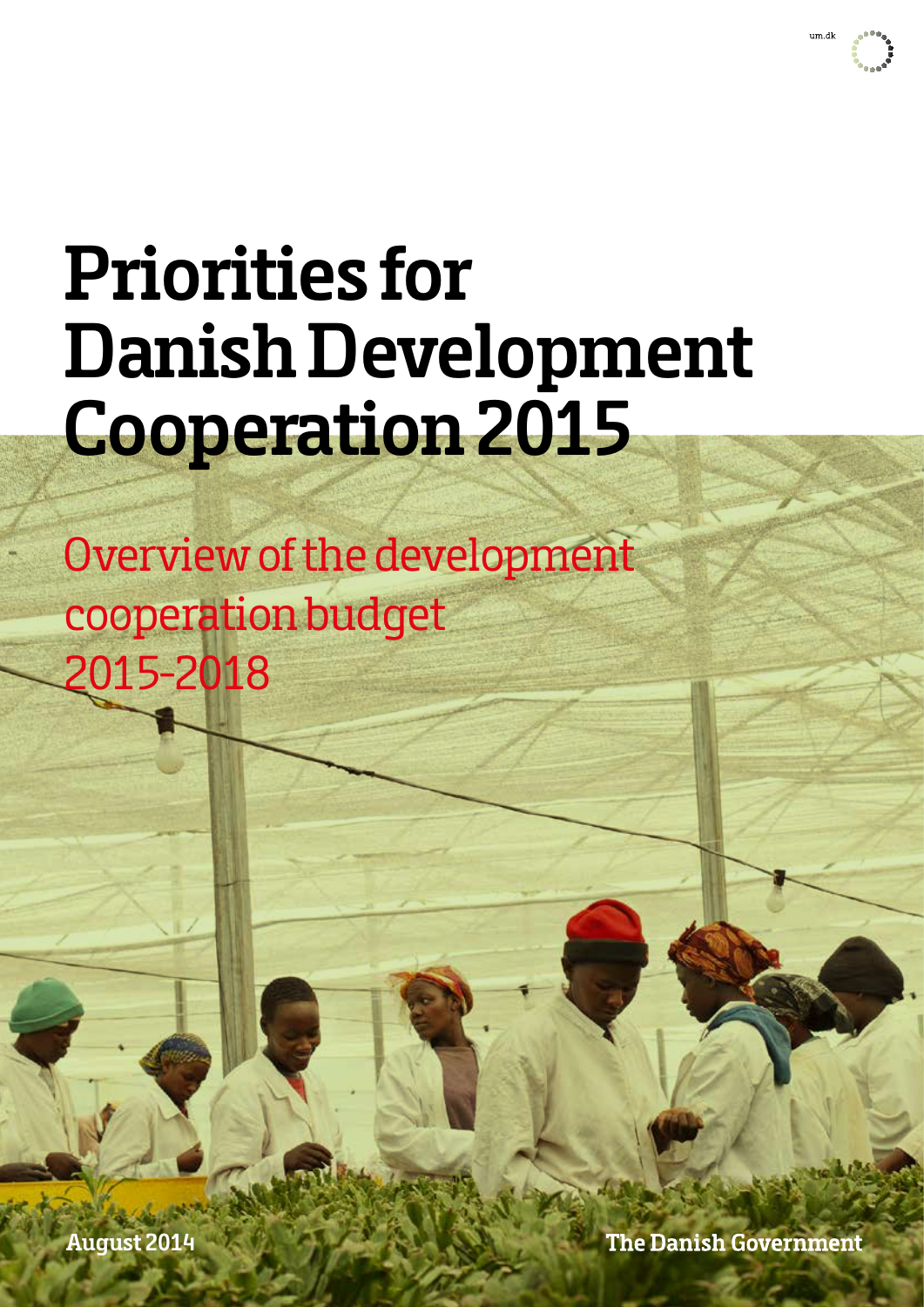um.dk

# Priorities for Danish Development Cooperation 2015

## Overview of the development cooperation budget 2015-2018

August 2014

The Danish Government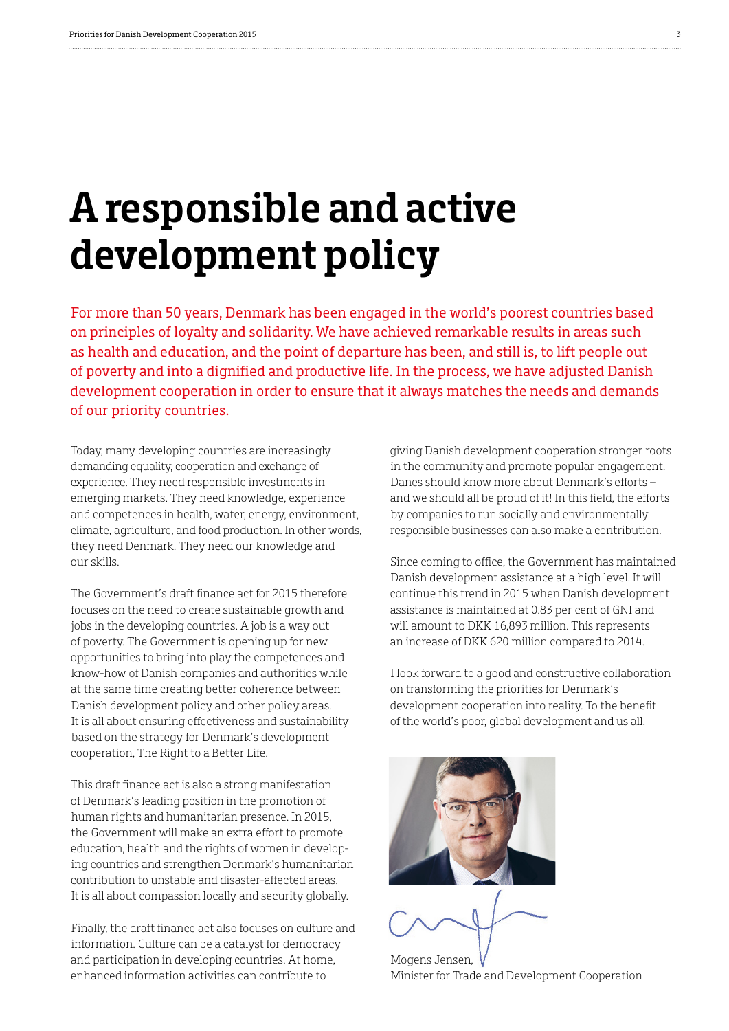# A responsible and active development policy

For more than 50 years, Denmark has been engaged in the world's poorest countries based on principles of loyalty and solidarity. We have achieved remarkable results in areas such as health and education, and the point of departure has been, and still is, to lift people out of poverty and into a dignified and productive life. In the process, we have adjusted Danish development cooperation in order to ensure that it always matches the needs and demands of our priority countries.

Today, many developing countries are increasingly demanding equality, cooperation and exchange of experience. They need responsible investments in emerging markets. They need knowledge, experience and competences in health, water, energy, environment, climate, agriculture, and food production. In other words, they need Denmark. They need our knowledge and our skills.

The Government's draft finance act for 2015 therefore focuses on the need to create sustainable growth and jobs in the developing countries. A job is a way out of poverty. The Government is opening up for new opportunities to bring into play the competences and know-how of Danish companies and authorities while at the same time creating better coherence between Danish development policy and other policy areas. It is all about ensuring effectiveness and sustainability based on the strategy for Denmark's development cooperation, The Right to a Better Life.

This draft finance act is also a strong manifestation of Denmark's leading position in the promotion of human rights and humanitarian presence. In 2015, the Government will make an extra effort to promote education, health and the rights of women in developing countries and strengthen Denmark's humanitarian contribution to unstable and disaster-affected areas. It is all about compassion locally and security globally.

Finally, the draft finance act also focuses on culture and information. Culture can be a catalyst for democracy and participation in developing countries. At home, enhanced information activities can contribute to giving Danish development cooperation stronger roots in the community and promote popular engagement. Danes should know more about Denmark's efforts – and we should all be proud of it! In this field, the efforts by companies to run socially and environmentally responsible businesses can also make a contribution.

Since coming to office, the Government has maintained Danish development assistance at a high level. It will continue this trend in 2015 when Danish development assistance is maintained at 0.83 per cent of GNI and will amount to DKK 16,893 million. This represents an increase of DKK 620 million compared to 2014.

I look forward to a good and constructive collaboration on transforming the priorities for Denmark's development cooperation into reality. To the benefit of the world's poor, global development and us all.

Mogens Jensen,
Minister for Trade and Development Cooperation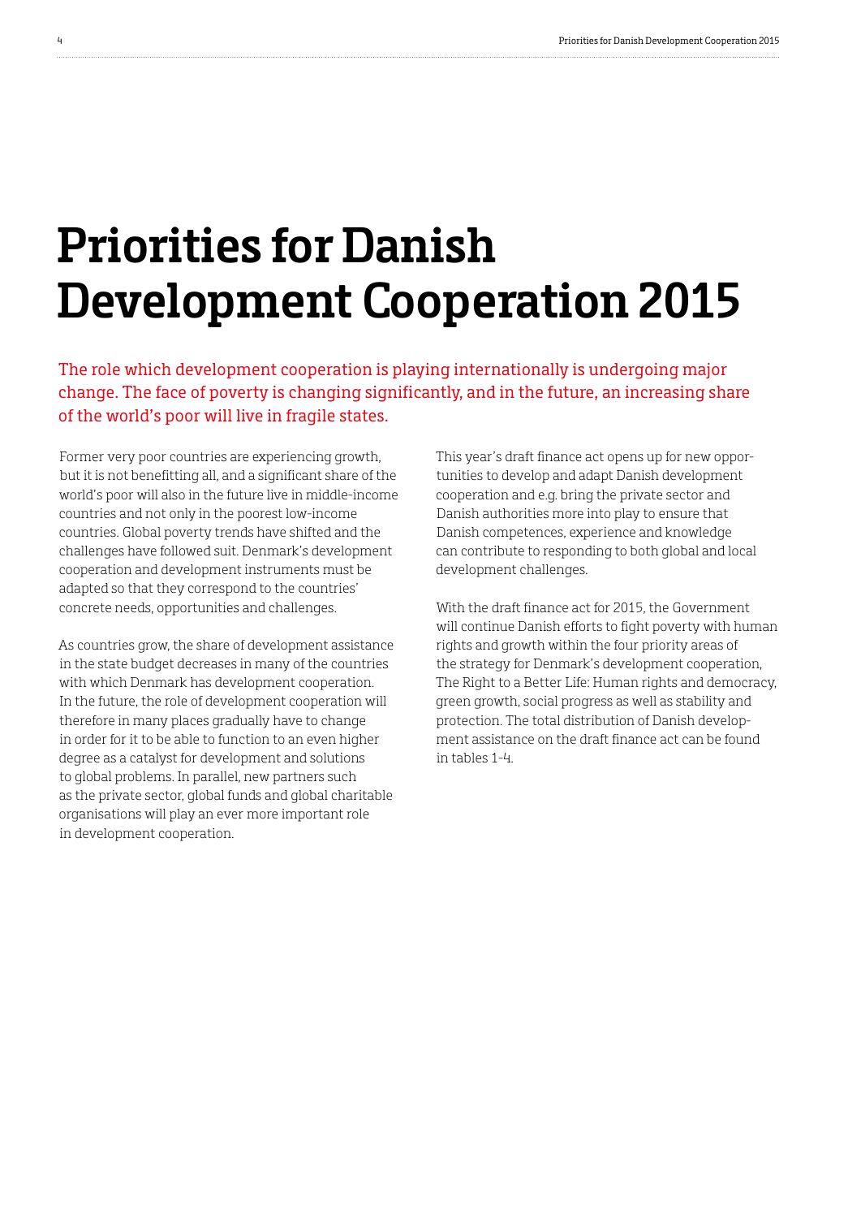# Priorities for Danish Development Cooperation 2015

The role which development cooperation is playing internationally is undergoing major change. The face of poverty is changing significantly, and in the future, an increasing share of the world's poor will live in fragile states.

Former very poor countries are experiencing growth, but it is not benefitting all, and a significant share of the world's poor will also in the future live in middle-income countries and not only in the poorest low-income countries. Global poverty trends have shifted and the challenges have followed suit. Denmark's development cooperation and development instruments must be adapted so that they correspond to the countries' concrete needs, opportunities and challenges.

As countries grow, the share of development assistance in the state budget decreases in many of the countries with which Denmark has development cooperation. In the future, the role of development cooperation will therefore in many places gradually have to change in order for it to be able to function to an even higher degree as a catalyst for development and solutions to global problems. In parallel, new partners such as the private sector, global funds and global charitable organisations will play an ever more important role in development cooperation.

This year's draft finance act opens up for new opportunities to develop and adapt Danish development cooperation and e.g. bring the private sector and Danish authorities more into play to ensure that Danish competences, experience and knowledge can contribute to responding to both global and local development challenges.

With the draft finance act for 2015, the Government will continue Danish efforts to fight poverty with human rights and growth within the four priority areas of the strategy for Denmark's development cooperation, The Right to a Better Life: Human rights and democracy, green growth, social progress as well as stability and protection. The total distribution of Danish development assistance on the draft finance act can be found in tables 1-4.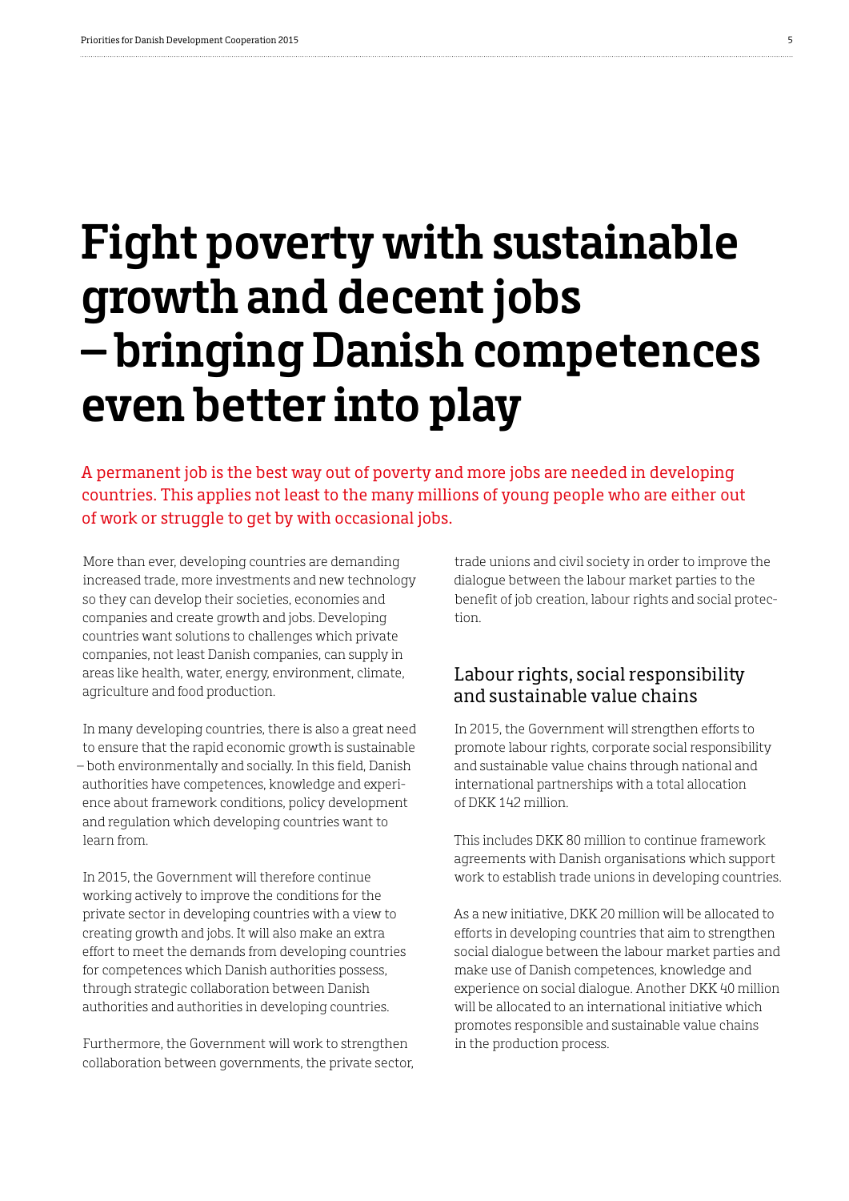# Fight poverty with sustainable growth and decent jobs – bringing Danish competences even better into play

A permanent job is the best way out of poverty and more jobs are needed in developing countries. This applies not least to the many millions of young people who are either out of work or struggle to get by with occasional jobs.

More than ever, developing countries are demanding increased trade, more investments and new technology so they can develop their societies, economies and companies and create growth and jobs. Developing countries want solutions to challenges which private companies, not least Danish companies, can supply in areas like health, water, energy, environment, climate, agriculture and food production.

In many developing countries, there is also a great need to ensure that the rapid economic growth is sustainable – both environmentally and socially. In this field, Danish authorities have competences, knowledge and experience about framework conditions, policy development and regulation which developing countries want to learn from.

In 2015, the Government will therefore continue working actively to improve the conditions for the private sector in developing countries with a view to creating growth and jobs. It will also make an extra effort to meet the demands from developing countries for competences which Danish authorities possess, through strategic collaboration between Danish authorities and authorities in developing countries.

Furthermore, the Government will work to strengthen collaboration between governments, the private sector, trade unions and civil society in order to improve the dialogue between the labour market parties to the benefit of job creation, labour rights and social protection.

## Labour rights, social responsibility and sustainable value chains

In 2015, the Government will strengthen efforts to promote labour rights, corporate social responsibility and sustainable value chains through national and international partnerships with a total allocation of DKK 142 million.

This includes DKK 80 million to continue framework agreements with Danish organisations which support work to establish trade unions in developing countries.

As a new initiative, DKK 20 million will be allocated to efforts in developing countries that aim to strengthen social dialogue between the labour market parties and make use of Danish competences, knowledge and experience on social dialogue. Another DKK 40 million will be allocated to an international initiative which promotes responsible and sustainable value chains in the production process.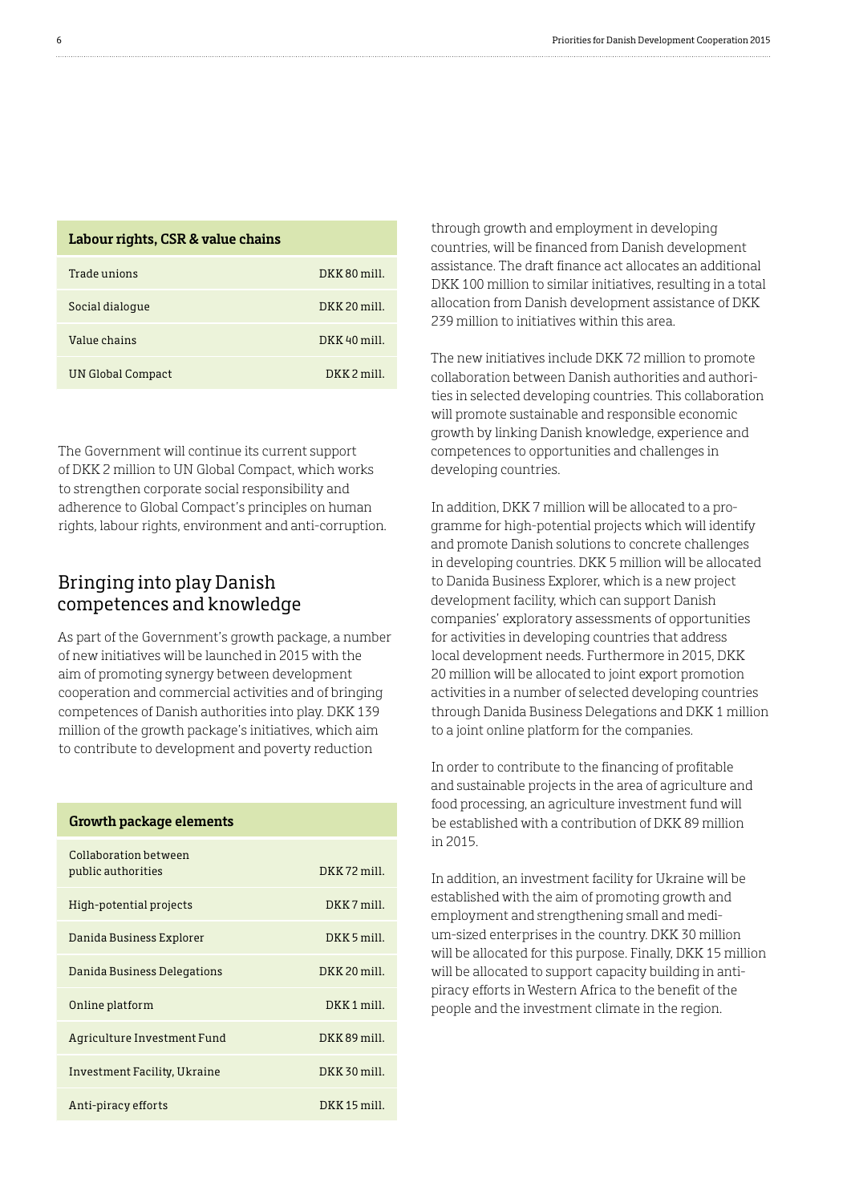| Labour rights, CSR & value chains | |
|---|---|
| Trade unions | DKK 80 mill. |
| Social dialogue | DKK 20 mill. |
| Value chains | DKK 40 mill. |
| UN Global Compact | DKK 2 mill. |

The Government will continue its current support of DKK 2 million to UN Global Compact, which works to strengthen corporate social responsibility and adherence to Global Compact's principles on human rights, labour rights, environment and anti-corruption.

## Bringing into play Danish competences and knowledge

As part of the Government's growth package, a number of new initiatives will be launched in 2015 with the aim of promoting synergy between development cooperation and commercial activities and of bringing competences of Danish authorities into play. DKK 139 million of the growth package's initiatives, which aim to contribute to development and poverty reduction through growth and employment in developing countries, will be financed from Danish development assistance. The draft finance act allocates an additional DKK 100 million to similar initiatives, resulting in a total allocation from Danish development assistance of DKK 239 million to initiatives within this area.

| Growth package elements | |
|---|---|
| Collaboration between public authorities | DKK 72 mill. |
| High-potential projects | DKK 7 mill. |
| Danida Business Explorer | DKK 5 mill. |
| Danida Business Delegations | DKK 20 mill. |
| Online platform | DKK 1 mill. |
| Agriculture Investment Fund | DKK 89 mill. |
| Investment Facility, Ukraine | DKK 30 mill. |
| Anti-piracy efforts | DKK 15 mill. |

The new initiatives include DKK 72 million to promote collaboration between Danish authorities and authorities in selected developing countries. This collaboration will promote sustainable and responsible economic growth by linking Danish knowledge, experience and competences to opportunities and challenges in developing countries.

In addition, DKK 7 million will be allocated to a programme for high-potential projects which will identify and promote Danish solutions to concrete challenges in developing countries. DKK 5 million will be allocated to Danida Business Explorer, which is a new project development facility, which can support Danish companies' exploratory assessments of opportunities for activities in developing countries that address local development needs. Furthermore in 2015, DKK 20 million will be allocated to joint export promotion activities in a number of selected developing countries through Danida Business Delegations and DKK 1 million to a joint online platform for the companies.

In order to contribute to the financing of profitable and sustainable projects in the area of agriculture and food processing, an agriculture investment fund will be established with a contribution of DKK 89 million in 2015.

In addition, an investment facility for Ukraine will be established with the aim of promoting growth and employment and strengthening small and medium-sized enterprises in the country. DKK 30 million will be allocated for this purpose. Finally, DKK 15 million will be allocated to support capacity building in anti-piracy efforts in Western Africa to the benefit of the people and the investment climate in the region.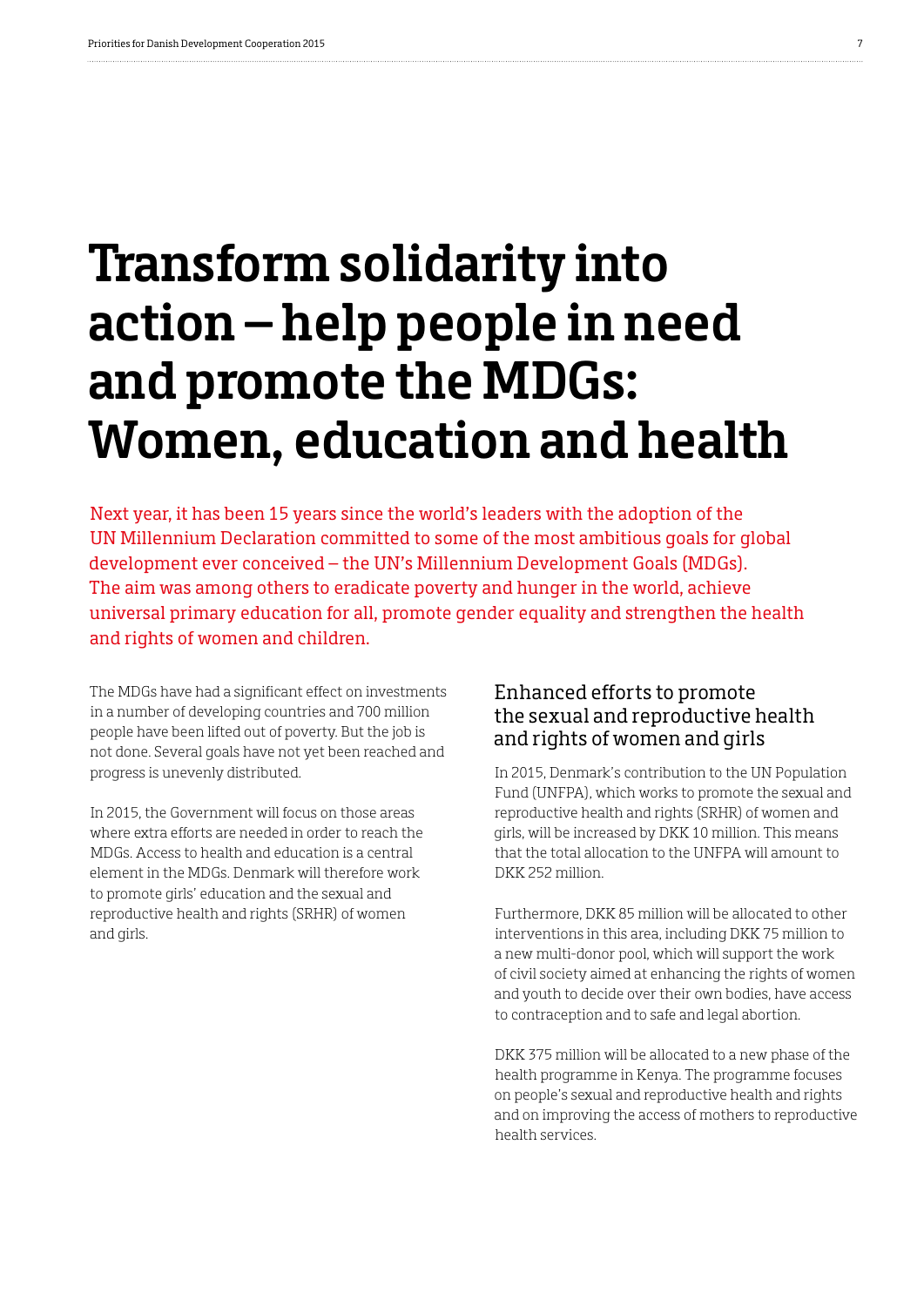# Transform solidarity into action – help people in need and promote the MDGs: Women, education and health

Next year, it has been 15 years since the world's leaders with the adoption of the UN Millennium Declaration committed to some of the most ambitious goals for global development ever conceived – the UN's Millennium Development Goals (MDGs). The aim was among others to eradicate poverty and hunger in the world, achieve universal primary education for all, promote gender equality and strengthen the health and rights of women and children.

The MDGs have had a significant effect on investments in a number of developing countries and 700 million people have been lifted out of poverty. But the job is not done. Several goals have not yet been reached and progress is unevenly distributed.

In 2015, the Government will focus on those areas where extra efforts are needed in order to reach the MDGs. Access to health and education is a central element in the MDGs. Denmark will therefore work to promote girls' education and the sexual and reproductive health and rights (SRHR) of women and girls.

## Enhanced efforts to promote the sexual and reproductive health and rights of women and girls

In 2015, Denmark's contribution to the UN Population Fund (UNFPA), which works to promote the sexual and reproductive health and rights (SRHR) of women and girls, will be increased by DKK 10 million. This means that the total allocation to the UNFPA will amount to DKK 252 million.

Furthermore, DKK 85 million will be allocated to other interventions in this area, including DKK 75 million to a new multi-donor pool, which will support the work of civil society aimed at enhancing the rights of women and youth to decide over their own bodies, have access to contraception and to safe and legal abortion.

DKK 375 million will be allocated to a new phase of the health programme in Kenya. The programme focuses on people's sexual and reproductive health and rights and on improving the access of mothers to reproductive health services.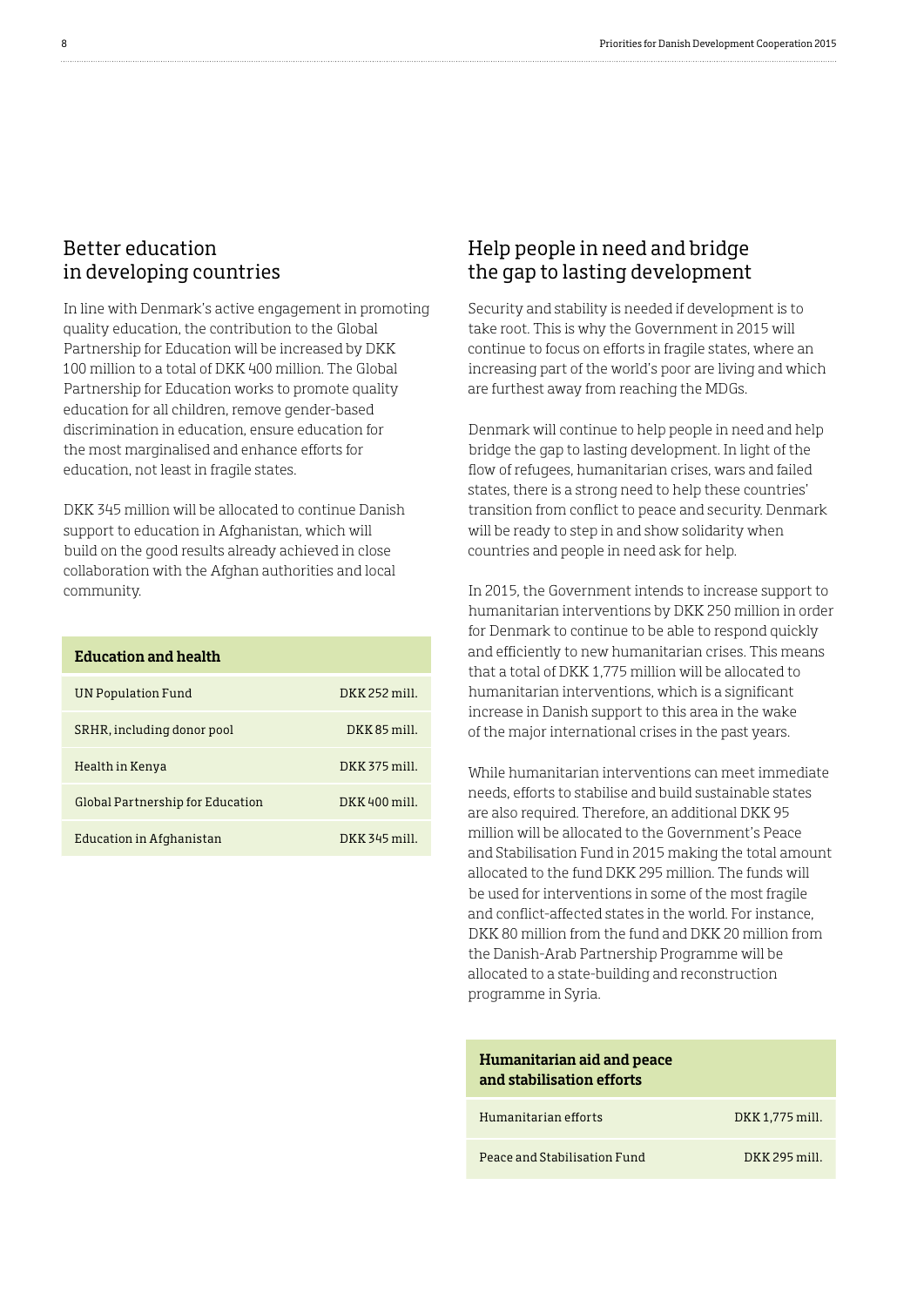## Better education in developing countries

In line with Denmark's active engagement in promoting quality education, the contribution to the Global Partnership for Education will be increased by DKK 100 million to a total of DKK 400 million. The Global Partnership for Education works to promote quality education for all children, remove gender-based discrimination in education, ensure education for the most marginalised and enhance efforts for education, not least in fragile states.

DKK 345 million will be allocated to continue Danish support to education in Afghanistan, which will build on the good results already achieved in close collaboration with the Afghan authorities and local community.

| **Education and health** | |
|---|---|
| UN Population Fund | DKK 252 mill. |
| SRHR, including donor pool | DKK 85 mill. |
| Health in Kenya | DKK 375 mill. |
| Global Partnership for Education | DKK 400 mill. |
| Education in Afghanistan | DKK 345 mill. |

## Help people in need and bridge the gap to lasting development

Security and stability is needed if development is to take root. This is why the Government in 2015 will continue to focus on efforts in fragile states, where an increasing part of the world's poor are living and which are furthest away from reaching the MDGs.

Denmark will continue to help people in need and help bridge the gap to lasting development. In light of the flow of refugees, humanitarian crises, wars and failed states, there is a strong need to help these countries' transition from conflict to peace and security. Denmark will be ready to step in and show solidarity when countries and people in need ask for help.

In 2015, the Government intends to increase support to humanitarian interventions by DKK 250 million in order for Denmark to continue to be able to respond quickly and efficiently to new humanitarian crises. This means that a total of DKK 1,775 million will be allocated to humanitarian interventions, which is a significant increase in Danish support to this area in the wake of the major international crises in the past years.

While humanitarian interventions can meet immediate needs, efforts to stabilise and build sustainable states are also required. Therefore, an additional DKK 95 million will be allocated to the Government's Peace and Stabilisation Fund in 2015 making the total amount allocated to the fund DKK 295 million. The funds will be used for interventions in some of the most fragile and conflict-affected states in the world. For instance, DKK 80 million from the fund and DKK 20 million from the Danish-Arab Partnership Programme will be allocated to a state-building and reconstruction programme in Syria.

| **Humanitarian aid and peace and stabilisation efforts** | |
|---|---|
| Humanitarian efforts | DKK 1,775 mill. |
| Peace and Stabilisation Fund | DKK 295 mill. |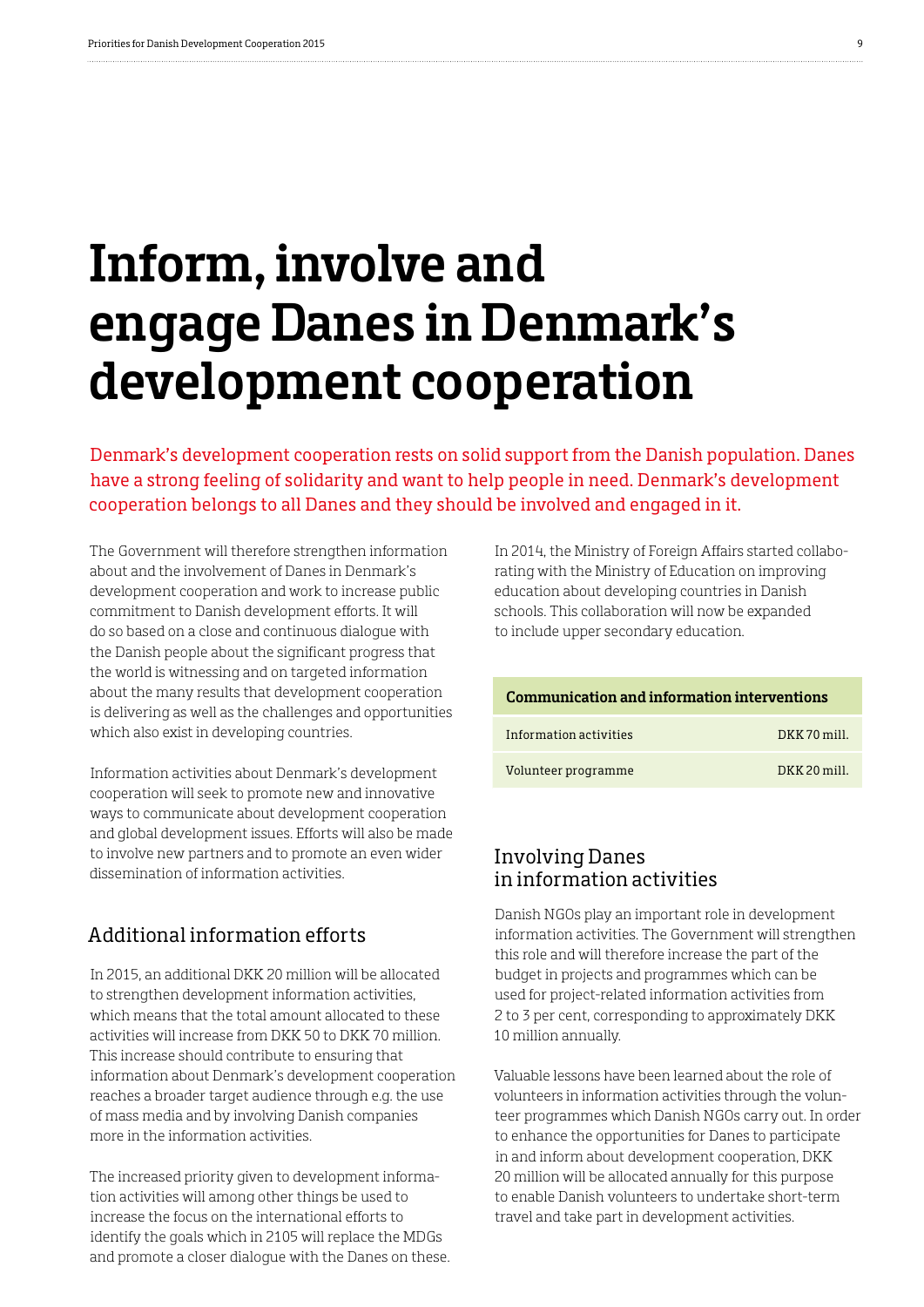# Inform, involve and engage Danes in Denmark's development cooperation

Denmark's development cooperation rests on solid support from the Danish population. Danes have a strong feeling of solidarity and want to help people in need. Denmark's development cooperation belongs to all Danes and they should be involved and engaged in it.

The Government will therefore strengthen information about and the involvement of Danes in Denmark's development cooperation and work to increase public commitment to Danish development efforts. It will do so based on a close and continuous dialogue with the Danish people about the significant progress that the world is witnessing and on targeted information about the many results that development cooperation is delivering as well as the challenges and opportunities which also exist in developing countries.

Information activities about Denmark's development cooperation will seek to promote new and innovative ways to communicate about development cooperation and global development issues. Efforts will also be made to involve new partners and to promote an even wider dissemination of information activities.

## Additional information efforts

In 2015, an additional DKK 20 million will be allocated to strengthen development information activities, which means that the total amount allocated to these activities will increase from DKK 50 to DKK 70 million. This increase should contribute to ensuring that information about Denmark's development cooperation reaches a broader target audience through e.g. the use of mass media and by involving Danish companies more in the information activities.

The increased priority given to development information activities will among other things be used to increase the focus on the international efforts to identify the goals which in 2105 will replace the MDGs and promote a closer dialogue with the Danes on these.

In 2014, the Ministry of Foreign Affairs started collaborating with the Ministry of Education on improving education about developing countries in Danish schools. This collaboration will now be expanded to include upper secondary education.

| Communication and information interventions | |
|---|---|
| Information activities | DKK 70 mill. |
| Volunteer programme | DKK 20 mill. |

## Involving Danes in information activities

Danish NGOs play an important role in development information activities. The Government will strengthen this role and will therefore increase the part of the budget in projects and programmes which can be used for project-related information activities from 2 to 3 per cent, corresponding to approximately DKK 10 million annually.

Valuable lessons have been learned about the role of volunteers in information activities through the volunteer programmes which Danish NGOs carry out. In order to enhance the opportunities for Danes to participate in and inform about development cooperation, DKK 20 million will be allocated annually for this purpose to enable Danish volunteers to undertake short-term travel and take part in development activities.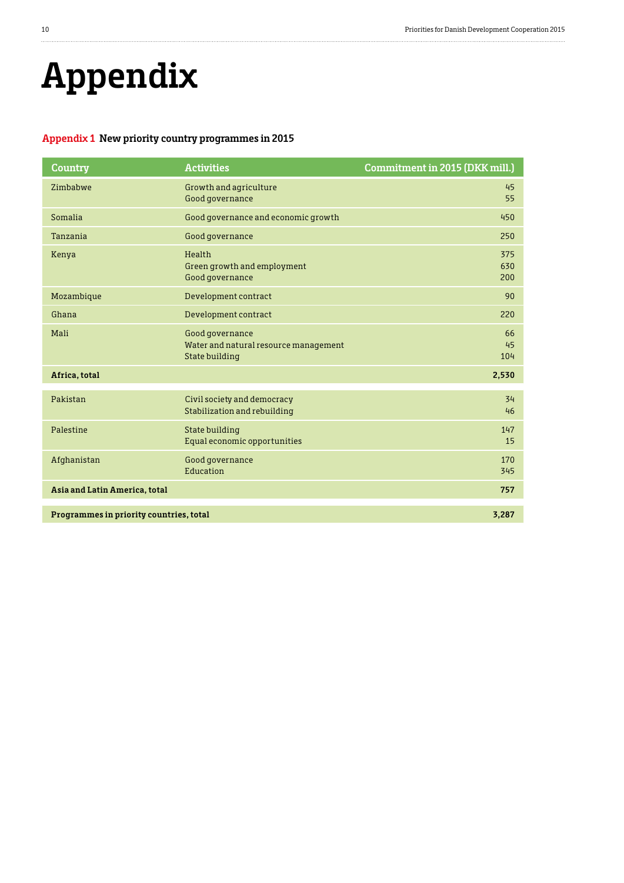# Appendix

## Appendix 1 New priority country programmes in 2015

| Country | Activities | Commitment in 2015 (DKK mill.) |
|---|---|---|
| Zimbabwe | Growth and agriculture<br>Good governance | 45<br>55 |
| Somalia | Good governance and economic growth | 450 |
| Tanzania | Good governance | 250 |
| Kenya | Health<br>Green growth and employment<br>Good governance | 375<br>630<br>200 |
| Mozambique | Development contract | 90 |
| Ghana | Development contract | 220 |
| Mali | Good governance<br>Water and natural resource management<br>State building | 66<br>45<br>104 |
| **Africa, total** | | **2,530** |
| Pakistan | Civil society and democracy<br>Stabilization and rebuilding | 34<br>46 |
| Palestine | State building<br>Equal economic opportunities | 147<br>15 |
| Afghanistan | Good governance<br>Education | 170<br>345 |
| **Asia and Latin America, total** | | **757** |
| **Programmes in priority countries, total** | | **3,287** |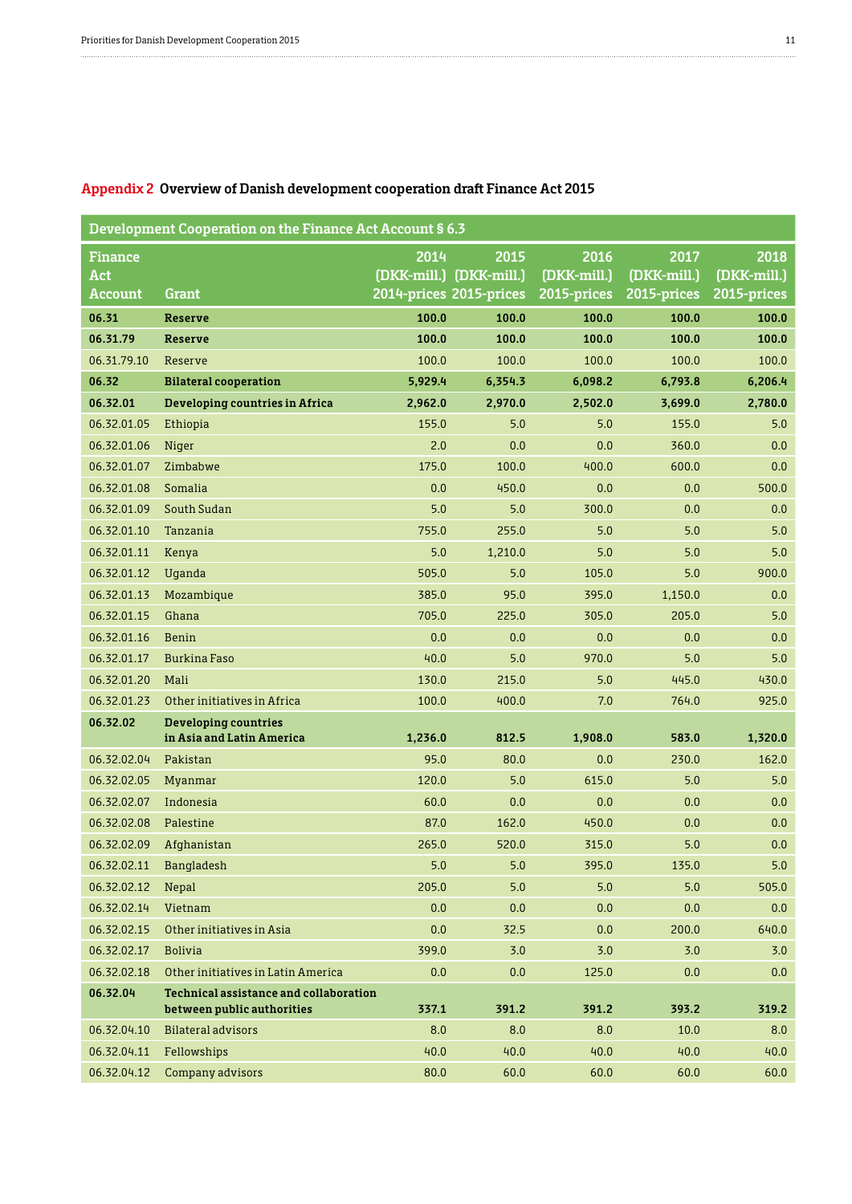## Appendix 2 Overview of Danish development cooperation draft Finance Act 2015

| Development Cooperation on the Finance Act Account § 6.3 | | | | | | |
|---|---|---|---|---|---|---|
| Finance Act Account | Grant | 2014 (DKK-mill.) 2014-prices | 2015 (DKK-mill.) 2015-prices | 2016 (DKK-mill.) 2015-prices | 2017 (DKK-mill.) 2015-prices | 2018 (DKK-mill.) 2015-prices |
| **06.31** | **Reserve** | **100.0** | **100.0** | **100.0** | **100.0** | **100.0** |
| **06.31.79** | **Reserve** | **100.0** | **100.0** | **100.0** | **100.0** | **100.0** |
| 06.31.79.10 | Reserve | 100.0 | 100.0 | 100.0 | 100.0 | 100.0 |
| **06.32** | **Bilateral cooperation** | **5,929.4** | **6,354.3** | **6,098.2** | **6,793.8** | **6,206.4** |
| **06.32.01** | **Developing countries in Africa** | **2,962.0** | **2,970.0** | **2,502.0** | **3,699.0** | **2,780.0** |
| 06.32.01.05 | Ethiopia | 155.0 | 5.0 | 5.0 | 155.0 | 5.0 |
| 06.32.01.06 | Niger | 2.0 | 0.0 | 0.0 | 360.0 | 0.0 |
| 06.32.01.07 | Zimbabwe | 175.0 | 100.0 | 400.0 | 600.0 | 0.0 |
| 06.32.01.08 | Somalia | 0.0 | 450.0 | 0.0 | 0.0 | 500.0 |
| 06.32.01.09 | South Sudan | 5.0 | 5.0 | 300.0 | 0.0 | 0.0 |
| 06.32.01.10 | Tanzania | 755.0 | 255.0 | 5.0 | 5.0 | 5.0 |
| 06.32.01.11 | Kenya | 5.0 | 1,210.0 | 5.0 | 5.0 | 5.0 |
| 06.32.01.12 | Uganda | 505.0 | 5.0 | 105.0 | 5.0 | 900.0 |
| 06.32.01.13 | Mozambique | 385.0 | 95.0 | 395.0 | 1,150.0 | 0.0 |
| 06.32.01.15 | Ghana | 705.0 | 225.0 | 305.0 | 205.0 | 5.0 |
| 06.32.01.16 | Benin | 0.0 | 0.0 | 0.0 | 0.0 | 0.0 |
| 06.32.01.17 | Burkina Faso | 40.0 | 5.0 | 970.0 | 5.0 | 5.0 |
| 06.32.01.20 | Mali | 130.0 | 215.0 | 5.0 | 445.0 | 430.0 |
| 06.32.01.23 | Other initiatives in Africa | 100.0 | 400.0 | 7.0 | 764.0 | 925.0 |
| **06.32.02** | **Developing countries in Asia and Latin America** | **1,236.0** | **812.5** | **1,908.0** | **583.0** | **1,320.0** |
| 06.32.02.04 | Pakistan | 95.0 | 80.0 | 0.0 | 230.0 | 162.0 |
| 06.32.02.05 | Myanmar | 120.0 | 5.0 | 615.0 | 5.0 | 5.0 |
| 06.32.02.07 | Indonesia | 60.0 | 0.0 | 0.0 | 0.0 | 0.0 |
| 06.32.02.08 | Palestine | 87.0 | 162.0 | 450.0 | 0.0 | 0.0 |
| 06.32.02.09 | Afghanistan | 265.0 | 520.0 | 315.0 | 5.0 | 0.0 |
| 06.32.02.11 | Bangladesh | 5.0 | 5.0 | 395.0 | 135.0 | 5.0 |
| 06.32.02.12 | Nepal | 205.0 | 5.0 | 5.0 | 5.0 | 505.0 |
| 06.32.02.14 | Vietnam | 0.0 | 0.0 | 0.0 | 0.0 | 0.0 |
| 06.32.02.15 | Other initiatives in Asia | 0.0 | 32.5 | 0.0 | 200.0 | 640.0 |
| 06.32.02.17 | Bolivia | 399.0 | 3.0 | 3.0 | 3.0 | 3.0 |
| 06.32.02.18 | Other initiatives in Latin America | 0.0 | 0.0 | 125.0 | 0.0 | 0.0 |
| **06.32.04** | **Technical assistance and collaboration between public authorities** | **337.1** | **391.2** | **391.2** | **393.2** | **319.2** |
| 06.32.04.10 | Bilateral advisors | 8.0 | 8.0 | 8.0 | 10.0 | 8.0 |
| 06.32.04.11 | Fellowships | 40.0 | 40.0 | 40.0 | 40.0 | 40.0 |
| 06.32.04.12 | Company advisors | 80.0 | 60.0 | 60.0 | 60.0 | 60.0 |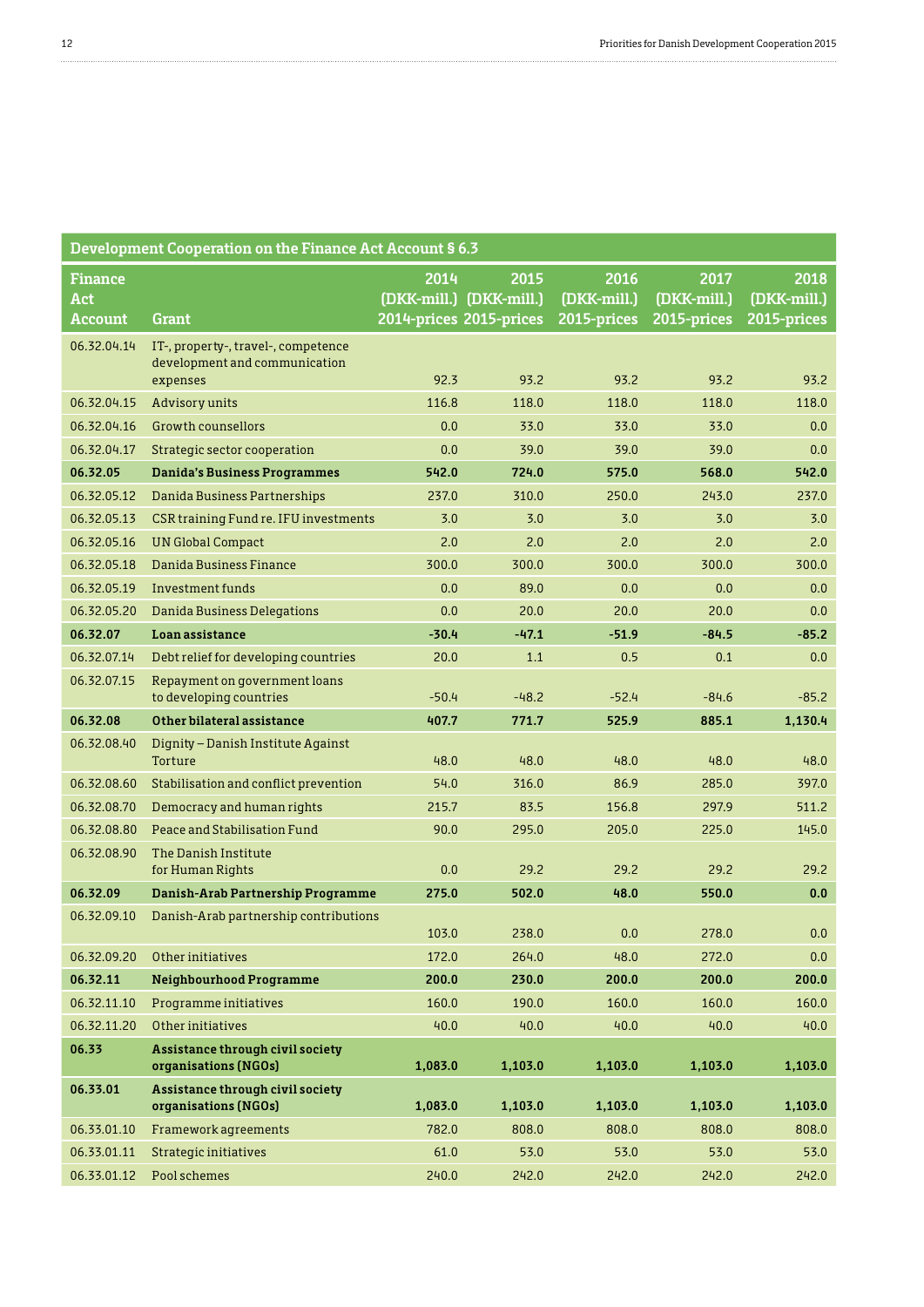| Development Cooperation on the Finance Act Account § 6.3 | | | | | | |
|---|---|---|---|---|---|---|
| **Finance Act Account** | **Grant** | **2014 (DKK-mill.) 2014-prices** | **2015 (DKK-mill.) 2015-prices** | **2016 (DKK-mill.) 2015-prices** | **2017 (DKK-mill.) 2015-prices** | **2018 (DKK-mill.) 2015-prices** |
| 06.32.04.14 | IT-, property-, travel-, competence development and communication expenses | 92.3 | 93.2 | 93.2 | 93.2 | 93.2 |
| 06.32.04.15 | Advisory units | 116.8 | 118.0 | 118.0 | 118.0 | 118.0 |
| 06.32.04.16 | Growth counsellors | 0.0 | 33.0 | 33.0 | 33.0 | 0.0 |
| 06.32.04.17 | Strategic sector cooperation | 0.0 | 39.0 | 39.0 | 39.0 | 0.0 |
| **06.32.05** | **Danida's Business Programmes** | **542.0** | **724.0** | **575.0** | **568.0** | **542.0** |
| 06.32.05.12 | Danida Business Partnerships | 237.0 | 310.0 | 250.0 | 243.0 | 237.0 |
| 06.32.05.13 | CSR training Fund re. IFU investments | 3.0 | 3.0 | 3.0 | 3.0 | 3.0 |
| 06.32.05.16 | UN Global Compact | 2.0 | 2.0 | 2.0 | 2.0 | 2.0 |
| 06.32.05.18 | Danida Business Finance | 300.0 | 300.0 | 300.0 | 300.0 | 300.0 |
| 06.32.05.19 | Investment funds | 0.0 | 89.0 | 0.0 | 0.0 | 0.0 |
| 06.32.05.20 | Danida Business Delegations | 0.0 | 20.0 | 20.0 | 20.0 | 0.0 |
| **06.32.07** | **Loan assistance** | **-30.4** | **-47.1** | **-51.9** | **-84.5** | **-85.2** |
| 06.32.07.14 | Debt relief for developing countries | 20.0 | 1.1 | 0.5 | 0.1 | 0.0 |
| 06.32.07.15 | Repayment on government loans to developing countries | -50.4 | -48.2 | -52.4 | -84.6 | -85.2 |
| **06.32.08** | **Other bilateral assistance** | **407.7** | **771.7** | **525.9** | **885.1** | **1,130.4** |
| 06.32.08.40 | Dignity – Danish Institute Against Torture | 48.0 | 48.0 | 48.0 | 48.0 | 48.0 |
| 06.32.08.60 | Stabilisation and conflict prevention | 54.0 | 316.0 | 86.9 | 285.0 | 397.0 |
| 06.32.08.70 | Democracy and human rights | 215.7 | 83.5 | 156.8 | 297.9 | 511.2 |
| 06.32.08.80 | Peace and Stabilisation Fund | 90.0 | 295.0 | 205.0 | 225.0 | 145.0 |
| 06.32.08.90 | The Danish Institute for Human Rights | 0.0 | 29.2 | 29.2 | 29.2 | 29.2 |
| **06.32.09** | **Danish-Arab Partnership Programme** | **275.0** | **502.0** | **48.0** | **550.0** | **0.0** |
| 06.32.09.10 | Danish-Arab partnership contributions | 103.0 | 238.0 | 0.0 | 278.0 | 0.0 |
| 06.32.09.20 | Other initiatives | 172.0 | 264.0 | 48.0 | 272.0 | 0.0 |
| **06.32.11** | **Neighbourhood Programme** | **200.0** | **230.0** | **200.0** | **200.0** | **200.0** |
| 06.32.11.10 | Programme initiatives | 160.0 | 190.0 | 160.0 | 160.0 | 160.0 |
| 06.32.11.20 | Other initiatives | 40.0 | 40.0 | 40.0 | 40.0 | 40.0 |
| **06.33** | **Assistance through civil society organisations (NGOs)** | **1,083.0** | **1,103.0** | **1,103.0** | **1,103.0** | **1,103.0** |
| **06.33.01** | **Assistance through civil society organisations (NGOs)** | **1,083.0** | **1,103.0** | **1,103.0** | **1,103.0** | **1,103.0** |
| 06.33.01.10 | Framework agreements | 782.0 | 808.0 | 808.0 | 808.0 | 808.0 |
| 06.33.01.11 | Strategic initiatives | 61.0 | 53.0 | 53.0 | 53.0 | 53.0 |
| 06.33.01.12 | Pool schemes | 240.0 | 242.0 | 242.0 | 242.0 | 242.0 |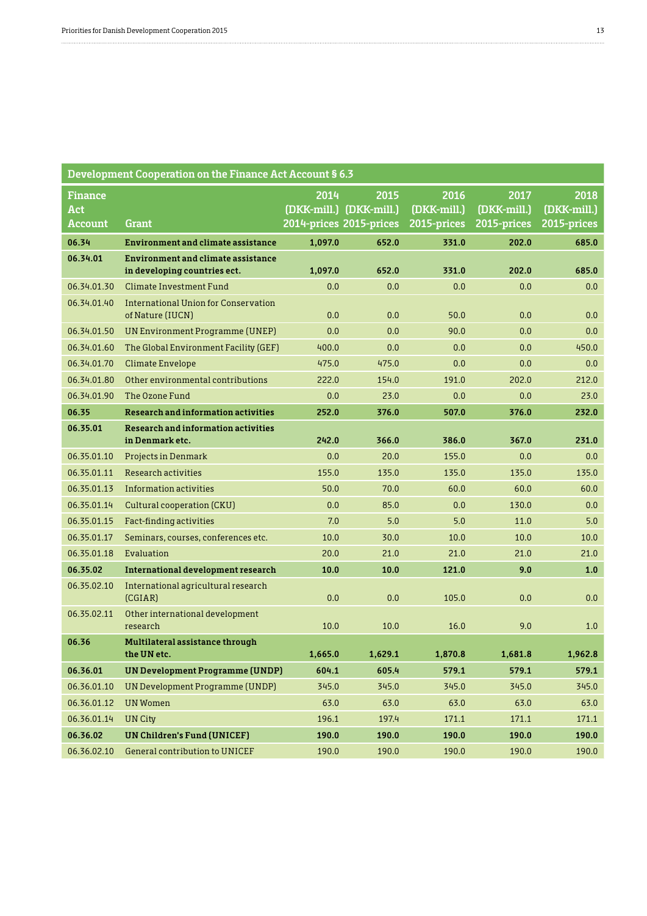| Development Cooperation on the Finance Act Account § 6.3 | | | | | | |
|---|---|---|---|---|---|---|
| Finance Act Account | Grant | 2014 (DKK-mill.) 2014-prices | 2015 (DKK-mill.) 2015-prices | 2016 (DKK-mill.) 2015-prices | 2017 (DKK-mill.) 2015-prices | 2018 (DKK-mill.) 2015-prices |
| **06.34** | **Environment and climate assistance** | **1,097.0** | **652.0** | **331.0** | **202.0** | **685.0** |
| **06.34.01** | **Environment and climate assistance in developing countries ect.** | **1,097.0** | **652.0** | **331.0** | **202.0** | **685.0** |
| 06.34.01.30 | Climate Investment Fund | 0.0 | 0.0 | 0.0 | 0.0 | 0.0 |
| 06.34.01.40 | International Union for Conservation of Nature (IUCN) | 0.0 | 0.0 | 50.0 | 0.0 | 0.0 |
| 06.34.01.50 | UN Environment Programme (UNEP) | 0.0 | 0.0 | 90.0 | 0.0 | 0.0 |
| 06.34.01.60 | The Global Environment Facility (GEF) | 400.0 | 0.0 | 0.0 | 0.0 | 450.0 |
| 06.34.01.70 | Climate Envelope | 475.0 | 475.0 | 0.0 | 0.0 | 0.0 |
| 06.34.01.80 | Other environmental contributions | 222.0 | 154.0 | 191.0 | 202.0 | 212.0 |
| 06.34.01.90 | The Ozone Fund | 0.0 | 23.0 | 0.0 | 0.0 | 23.0 |
| **06.35** | **Research and information activities** | **252.0** | **376.0** | **507.0** | **376.0** | **232.0** |
| **06.35.01** | **Research and information activities in Denmark etc.** | **242.0** | **366.0** | **386.0** | **367.0** | **231.0** |
| 06.35.01.10 | Projects in Denmark | 0.0 | 20.0 | 155.0 | 0.0 | 0.0 |
| 06.35.01.11 | Research activities | 155.0 | 135.0 | 135.0 | 135.0 | 135.0 |
| 06.35.01.13 | Information activities | 50.0 | 70.0 | 60.0 | 60.0 | 60.0 |
| 06.35.01.14 | Cultural cooperation (CKU) | 0.0 | 85.0 | 0.0 | 130.0 | 0.0 |
| 06.35.01.15 | Fact-finding activities | 7.0 | 5.0 | 5.0 | 11.0 | 5.0 |
| 06.35.01.17 | Seminars, courses, conferences etc. | 10.0 | 30.0 | 10.0 | 10.0 | 10.0 |
| 06.35.01.18 | Evaluation | 20.0 | 21.0 | 21.0 | 21.0 | 21.0 |
| **06.35.02** | **International development research** | **10.0** | **10.0** | **121.0** | **9.0** | **1.0** |
| 06.35.02.10 | International agricultural research (CGIAR) | 0.0 | 0.0 | 105.0 | 0.0 | 0.0 |
| 06.35.02.11 | Other international development research | 10.0 | 10.0 | 16.0 | 9.0 | 1.0 |
| **06.36** | **Multilateral assistance through the UN etc.** | **1,665.0** | **1,629.1** | **1,870.8** | **1,681.8** | **1,962.8** |
| **06.36.01** | **UN Development Programme (UNDP)** | **604.1** | **605.4** | **579.1** | **579.1** | **579.1** |
| 06.36.01.10 | UN Development Programme (UNDP) | 345.0 | 345.0 | 345.0 | 345.0 | 345.0 |
| 06.36.01.12 | UN Women | 63.0 | 63.0 | 63.0 | 63.0 | 63.0 |
| 06.36.01.14 | UN City | 196.1 | 197.4 | 171.1 | 171.1 | 171.1 |
| **06.36.02** | **UN Children's Fund (UNICEF)** | **190.0** | **190.0** | **190.0** | **190.0** | **190.0** |
| 06.36.02.10 | General contribution to UNICEF | 190.0 | 190.0 | 190.0 | 190.0 | 190.0 |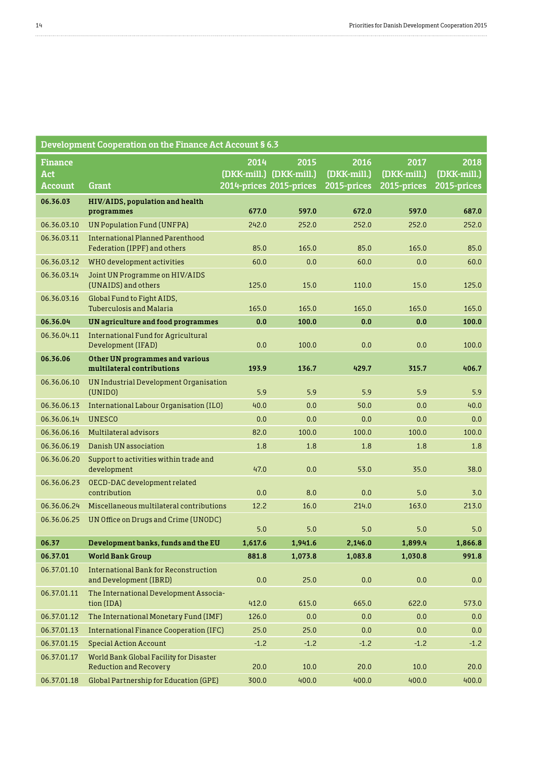| Development Cooperation on the Finance Act Account § 6.3 | | | | | | |
|---|---|---|---|---|---|---|
| **Finance Act Account** | **Grant** | **2014 (DKK-mill.) 2014-prices** | **2015 (DKK-mill.) 2015-prices** | **2016 (DKK-mill.) 2015-prices** | **2017 (DKK-mill.) 2015-prices** | **2018 (DKK-mill.) 2015-prices** |
| **06.36.03** | **HIV/AIDS, population and health programmes** | **677.0** | **597.0** | **672.0** | **597.0** | **687.0** |
| 06.36.03.10 | UN Population Fund (UNFPA) | 242.0 | 252.0 | 252.0 | 252.0 | 252.0 |
| 06.36.03.11 | International Planned Parenthood Federation (IPPF) and others | 85.0 | 165.0 | 85.0 | 165.0 | 85.0 |
| 06.36.03.12 | WHO development activities | 60.0 | 0.0 | 60.0 | 0.0 | 60.0 |
| 06.36.03.14 | Joint UN Programme on HIV/AIDS (UNAIDS) and others | 125.0 | 15.0 | 110.0 | 15.0 | 125.0 |
| 06.36.03.16 | Global Fund to Fight AIDS, Tuberculosis and Malaria | 165.0 | 165.0 | 165.0 | 165.0 | 165.0 |
| **06.36.04** | **UN agriculture and food programmes** | **0.0** | **100.0** | **0.0** | **0.0** | **100.0** |
| 06.36.04.11 | International Fund for Agricultural Development (IFAD) | 0.0 | 100.0 | 0.0 | 0.0 | 100.0 |
| **06.36.06** | **Other UN programmes and various multilateral contributions** | **193.9** | **136.7** | **429.7** | **315.7** | **406.7** |
| 06.36.06.10 | UN Industrial Development Organisation (UNIDO) | 5.9 | 5.9 | 5.9 | 5.9 | 5.9 |
| 06.36.06.13 | International Labour Organisation (ILO) | 40.0 | 0.0 | 50.0 | 0.0 | 40.0 |
| 06.36.06.14 | UNESCO | 0.0 | 0.0 | 0.0 | 0.0 | 0.0 |
| 06.36.06.16 | Multilateral advisors | 82.0 | 100.0 | 100.0 | 100.0 | 100.0 |
| 06.36.06.19 | Danish UN association | 1.8 | 1.8 | 1.8 | 1.8 | 1.8 |
| 06.36.06.20 | Support to activities within trade and development | 47.0 | 0.0 | 53.0 | 35.0 | 38.0 |
| 06.36.06.23 | OECD-DAC development related contribution | 0.0 | 8.0 | 0.0 | 5.0 | 3.0 |
| 06.36.06.24 | Miscellaneous multilateral contributions | 12.2 | 16.0 | 214.0 | 163.0 | 213.0 |
| 06.36.06.25 | UN Office on Drugs and Crime (UNODC) | 5.0 | 5.0 | 5.0 | 5.0 | 5.0 |
| **06.37** | **Development banks, funds and the EU** | **1,617.6** | **1,941.6** | **2,146.0** | **1,899.4** | **1,866.8** |
| **06.37.01** | **World Bank Group** | **881.8** | **1,073.8** | **1,083.8** | **1,030.8** | **991.8** |
| 06.37.01.10 | International Bank for Reconstruction and Development (IBRD) | 0.0 | 25.0 | 0.0 | 0.0 | 0.0 |
| 06.37.01.11 | The International Development Association (IDA) | 412.0 | 615.0 | 665.0 | 622.0 | 573.0 |
| 06.37.01.12 | The International Monetary Fund (IMF) | 126.0 | 0.0 | 0.0 | 0.0 | 0.0 |
| 06.37.01.13 | International Finance Cooperation (IFC) | 25.0 | 25.0 | 0.0 | 0.0 | 0.0 |
| 06.37.01.15 | Special Action Account | -1.2 | -1.2 | -1.2 | -1.2 | -1.2 |
| 06.37.01.17 | World Bank Global Facility for Disaster Reduction and Recovery | 20.0 | 10.0 | 20.0 | 10.0 | 20.0 |
| 06.37.01.18 | Global Partnership for Education (GPE) | 300.0 | 400.0 | 400.0 | 400.0 | 400.0 |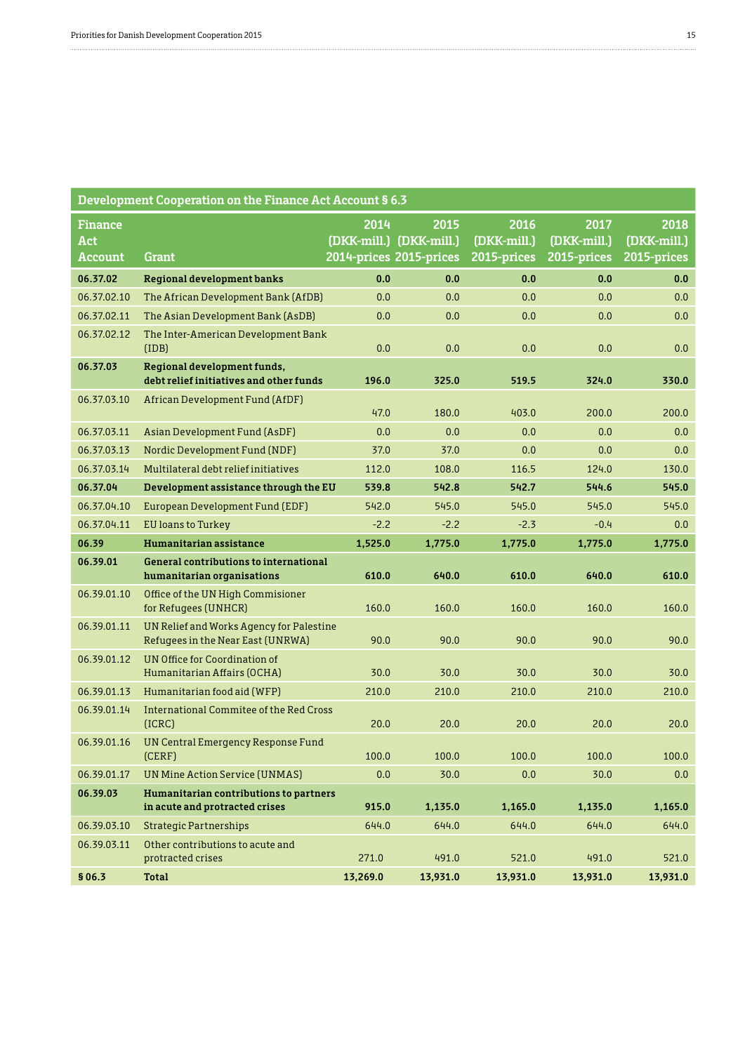| Development Cooperation on the Finance Act Account § 6.3 | | | | | | |
|---|---|---|---|---|---|---|
| **Finance Act Account** | **Grant** | **2014 (DKK-mill.) 2014-prices** | **2015 (DKK-mill.) 2015-prices** | **2016 (DKK-mill.) 2015-prices** | **2017 (DKK-mill.) 2015-prices** | **2018 (DKK-mill.) 2015-prices** |
| **06.37.02** | **Regional development banks** | **0.0** | **0.0** | **0.0** | **0.0** | **0.0** |
| 06.37.02.10 | The African Development Bank (AfDB) | 0.0 | 0.0 | 0.0 | 0.0 | 0.0 |
| 06.37.02.11 | The Asian Development Bank (AsDB) | 0.0 | 0.0 | 0.0 | 0.0 | 0.0 |
| 06.37.02.12 | The Inter-American Development Bank (IDB) | 0.0 | 0.0 | 0.0 | 0.0 | 0.0 |
| **06.37.03** | **Regional development funds, debt relief initiatives and other funds** | **196.0** | **325.0** | **519.5** | **324.0** | **330.0** |
| 06.37.03.10 | African Development Fund (AfDF) | 47.0 | 180.0 | 403.0 | 200.0 | 200.0 |
| 06.37.03.11 | Asian Development Fund (AsDF) | 0.0 | 0.0 | 0.0 | 0.0 | 0.0 |
| 06.37.03.13 | Nordic Development Fund (NDF) | 37.0 | 37.0 | 0.0 | 0.0 | 0.0 |
| 06.37.03.14 | Multilateral debt relief initiatives | 112.0 | 108.0 | 116.5 | 124.0 | 130.0 |
| **06.37.04** | **Development assistance through the EU** | **539.8** | **542.8** | **542.7** | **544.6** | **545.0** |
| 06.37.04.10 | European Development Fund (EDF) | 542.0 | 545.0 | 545.0 | 545.0 | 545.0 |
| 06.37.04.11 | EU loans to Turkey | -2.2 | -2.2 | -2.3 | -0.4 | 0.0 |
| **06.39** | **Humanitarian assistance** | **1,525.0** | **1,775.0** | **1,775.0** | **1,775.0** | **1,775.0** |
| **06.39.01** | **General contributions to international humanitarian organisations** | **610.0** | **640.0** | **610.0** | **640.0** | **610.0** |
| 06.39.01.10 | Office of the UN High Commisioner for Refugees (UNHCR) | 160.0 | 160.0 | 160.0 | 160.0 | 160.0 |
| 06.39.01.11 | UN Relief and Works Agency for Palestine Refugees in the Near East (UNRWA) | 90.0 | 90.0 | 90.0 | 90.0 | 90.0 |
| 06.39.01.12 | UN Office for Coordination of Humanitarian Affairs (OCHA) | 30.0 | 30.0 | 30.0 | 30.0 | 30.0 |
| 06.39.01.13 | Humanitarian food aid (WFP) | 210.0 | 210.0 | 210.0 | 210.0 | 210.0 |
| 06.39.01.14 | International Commitee of the Red Cross (ICRC) | 20.0 | 20.0 | 20.0 | 20.0 | 20.0 |
| 06.39.01.16 | UN Central Emergency Response Fund (CERF) | 100.0 | 100.0 | 100.0 | 100.0 | 100.0 |
| 06.39.01.17 | UN Mine Action Service (UNMAS) | 0.0 | 30.0 | 0.0 | 30.0 | 0.0 |
| **06.39.03** | **Humanitarian contributions to partners in acute and protracted crises** | **915.0** | **1,135.0** | **1,165.0** | **1,135.0** | **1,165.0** |
| 06.39.03.10 | Strategic Partnerships | 644.0 | 644.0 | 644.0 | 644.0 | 644.0 |
| 06.39.03.11 | Other contributions to acute and protracted crises | 271.0 | 491.0 | 521.0 | 491.0 | 521.0 |
| **§ 06.3** | **Total** | **13,269.0** | **13,931.0** | **13,931.0** | **13,931.0** | **13,931.0** |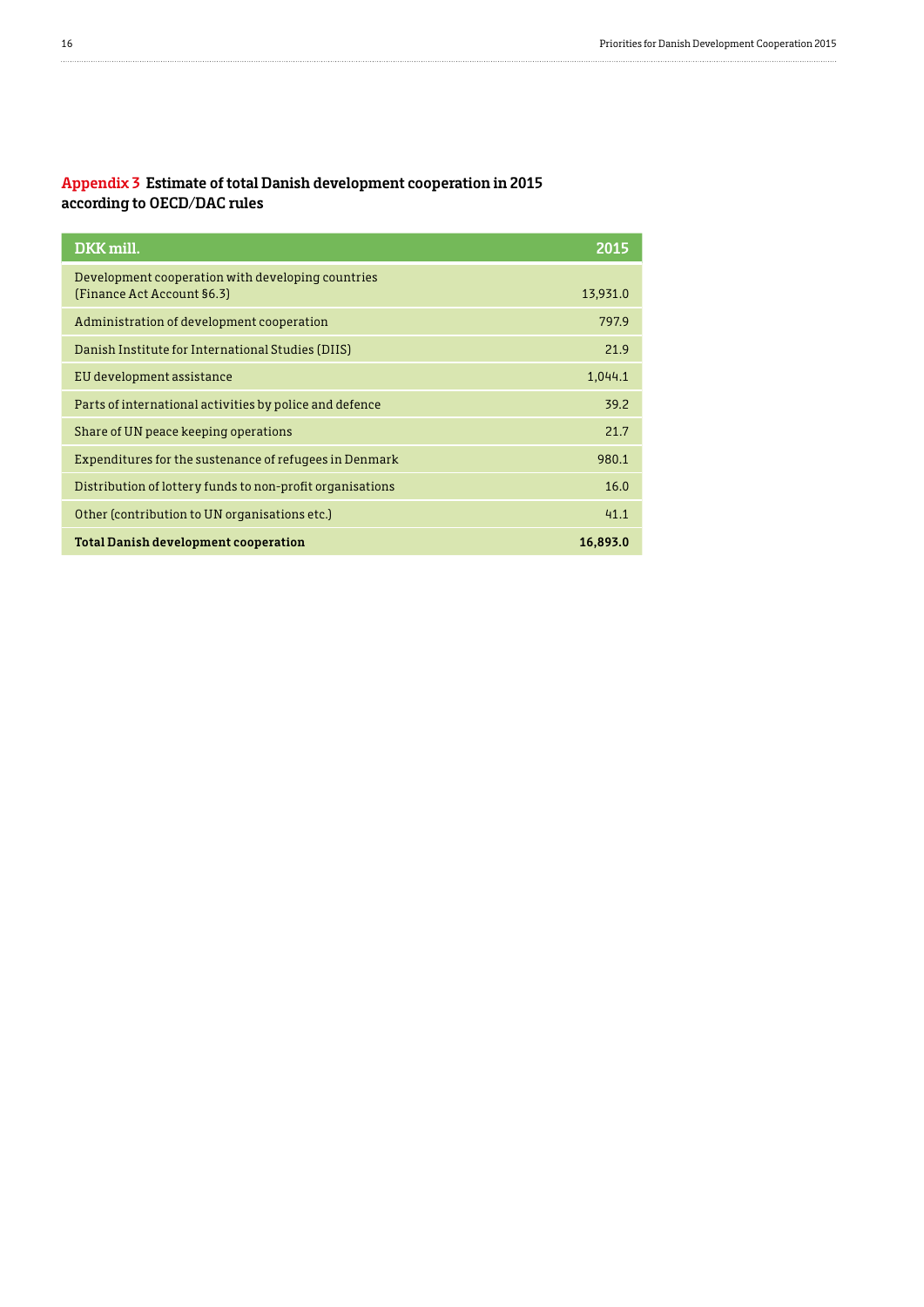## Appendix 3 Estimate of total Danish development cooperation in 2015 according to OECD/DAC rules

| DKK mill. | 2015 |
|---|---|
| Development cooperation with developing countries (Finance Act Account §6.3) | 13,931.0 |
| Administration of development cooperation | 797.9 |
| Danish Institute for International Studies (DIIS) | 21.9 |
| EU development assistance | 1,044.1 |
| Parts of international activities by police and defence | 39.2 |
| Share of UN peace keeping operations | 21.7 |
| Expenditures for the sustenance of refugees in Denmark | 980.1 |
| Distribution of lottery funds to non-profit organisations | 16.0 |
| Other (contribution to UN organisations etc.) | 41.1 |
| **Total Danish development cooperation** | **16,893.0** |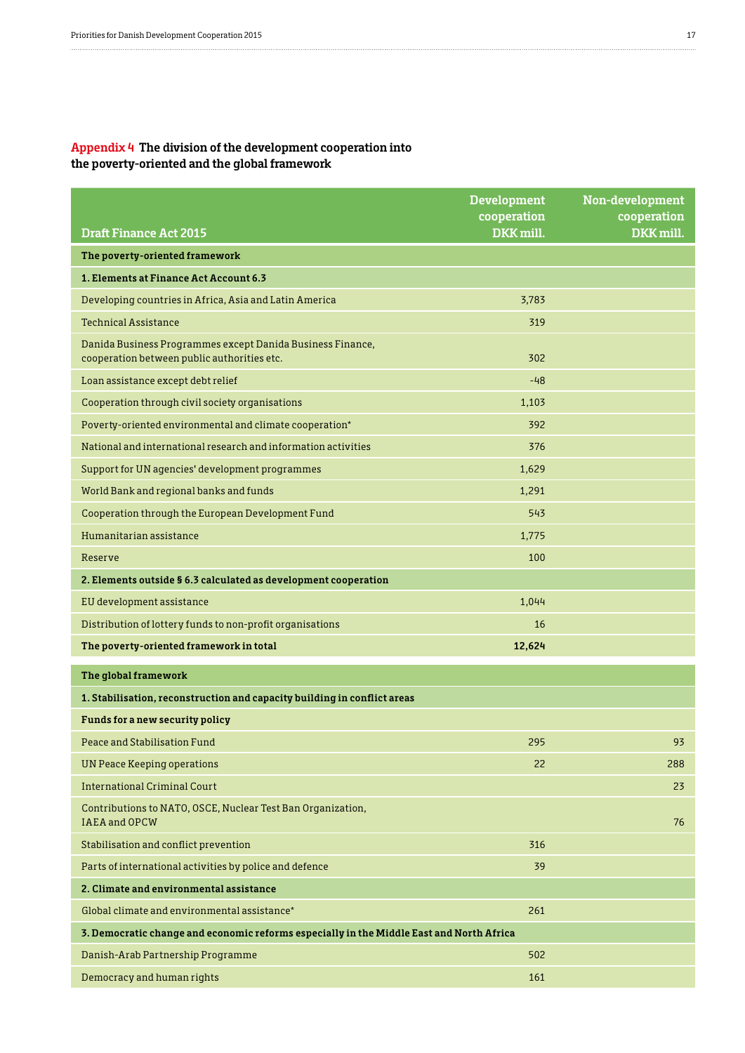## Appendix 4 The division of the development cooperation into the poverty-oriented and the global framework

| Draft Finance Act 2015 | Development cooperation DKK mill. | Non-development cooperation DKK mill. |
|---|---|---|
| **The poverty-oriented framework** | | |
| **1. Elements at Finance Act Account 6.3** | | |
| Developing countries in Africa, Asia and Latin America | 3,783 | |
| Technical Assistance | 319 | |
| Danida Business Programmes except Danida Business Finance, cooperation between public authorities etc. | 302 | |
| Loan assistance except debt relief | -48 | |
| Cooperation through civil society organisations | 1,103 | |
| Poverty-oriented environmental and climate cooperation* | 392 | |
| National and international research and information activities | 376 | |
| Support for UN agencies' development programmes | 1,629 | |
| World Bank and regional banks and funds | 1,291 | |
| Cooperation through the European Development Fund | 543 | |
| Humanitarian assistance | 1,775 | |
| Reserve | 100 | |
| **2. Elements outside § 6.3 calculated as development cooperation** | | |
| EU development assistance | 1,044 | |
| Distribution of lottery funds to non-profit organisations | 16 | |
| **The poverty-oriented framework in total** | **12,624** | |
| **The global framework** | | |
| **1. Stabilisation, reconstruction and capacity building in conflict areas** | | |
| **Funds for a new security policy** | | |
| Peace and Stabilisation Fund | 295 | 93 |
| UN Peace Keeping operations | 22 | 288 |
| International Criminal Court | | 23 |
| Contributions to NATO, OSCE, Nuclear Test Ban Organization, IAEA and OPCW | | 76 |
| Stabilisation and conflict prevention | 316 | |
| Parts of international activities by police and defence | 39 | |
| **2. Climate and environmental assistance** | | |
| Global climate and environmental assistance* | 261 | |
| **3. Democratic change and economic reforms especially in the Middle East and North Africa** | | |
| Danish-Arab Partnership Programme | 502 | |
| Democracy and human rights | 161 | |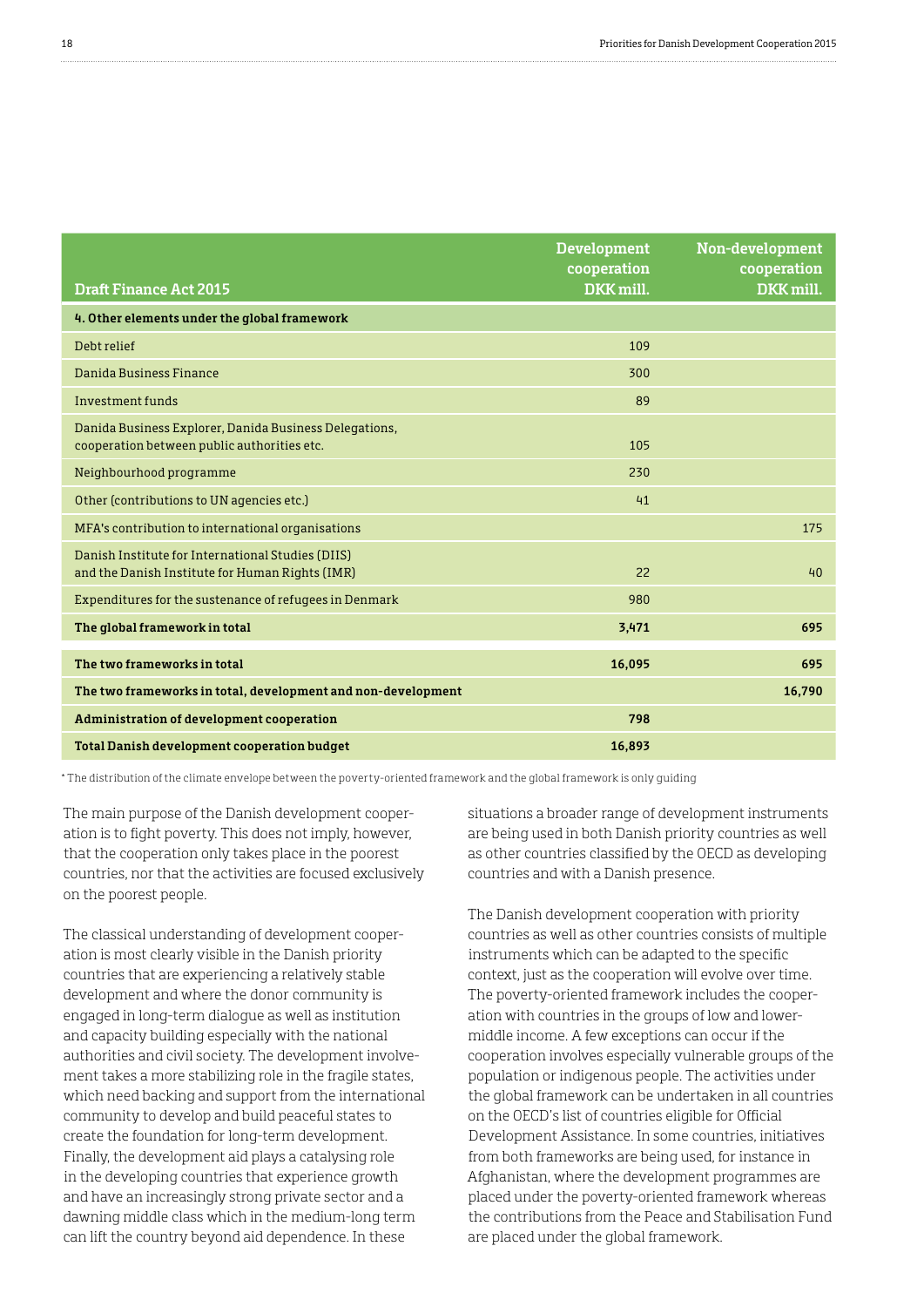| Draft Finance Act 2015 | Development cooperation DKK mill. | Non-development cooperation DKK mill. |
|---|---|---|
| **4. Other elements under the global framework** | | |
| Debt relief | 109 | |
| Danida Business Finance | 300 | |
| Investment funds | 89 | |
| Danida Business Explorer, Danida Business Delegations, cooperation between public authorities etc. | 105 | |
| Neighbourhood programme | 230 | |
| Other (contributions to UN agencies etc.) | 41 | |
| MFA's contribution to international organisations | | 175 |
| Danish Institute for International Studies (DIIS) and the Danish Institute for Human Rights (IMR) | 22 | 40 |
| Expenditures for the sustenance of refugees in Denmark | 980 | |
| **The global framework in total** | **3,471** | **695** |
| **The two frameworks in total** | **16,095** | **695** |
| **The two frameworks in total, development and non-development** | | **16,790** |
| **Administration of development cooperation** | **798** | |
| **Total Danish development cooperation budget** | **16,893** | |

* The distribution of the climate envelope between the poverty-oriented framework and the global framework is only guiding

The main purpose of the Danish development cooperation is to fight poverty. This does not imply, however, that the cooperation only takes place in the poorest countries, nor that the activities are focused exclusively on the poorest people.

The classical understanding of development cooperation is most clearly visible in the Danish priority countries that are experiencing a relatively stable development and where the donor community is engaged in long-term dialogue as well as institution and capacity building especially with the national authorities and civil society. The development involvement takes a more stabilizing role in the fragile states, which need backing and support from the international community to develop and build peaceful states to create the foundation for long-term development. Finally, the development aid plays a catalysing role in the developing countries that experience growth and have an increasingly strong private sector and a dawning middle class which in the medium-long term can lift the country beyond aid dependence. In these situations a broader range of development instruments are being used in both Danish priority countries as well as other countries classified by the OECD as developing countries and with a Danish presence.

The Danish development cooperation with priority countries as well as other countries consists of multiple instruments which can be adapted to the specific context, just as the cooperation will evolve over time. The poverty-oriented framework includes the cooperation with countries in the groups of low and lower-middle income. A few exceptions can occur if the cooperation involves especially vulnerable groups of the population or indigenous people. The activities under the global framework can be undertaken in all countries on the OECD's list of countries eligible for Official Development Assistance. In some countries, initiatives from both frameworks are being used, for instance in Afghanistan, where the development programmes are placed under the poverty-oriented framework whereas the contributions from the Peace and Stabilisation Fund are placed under the global framework.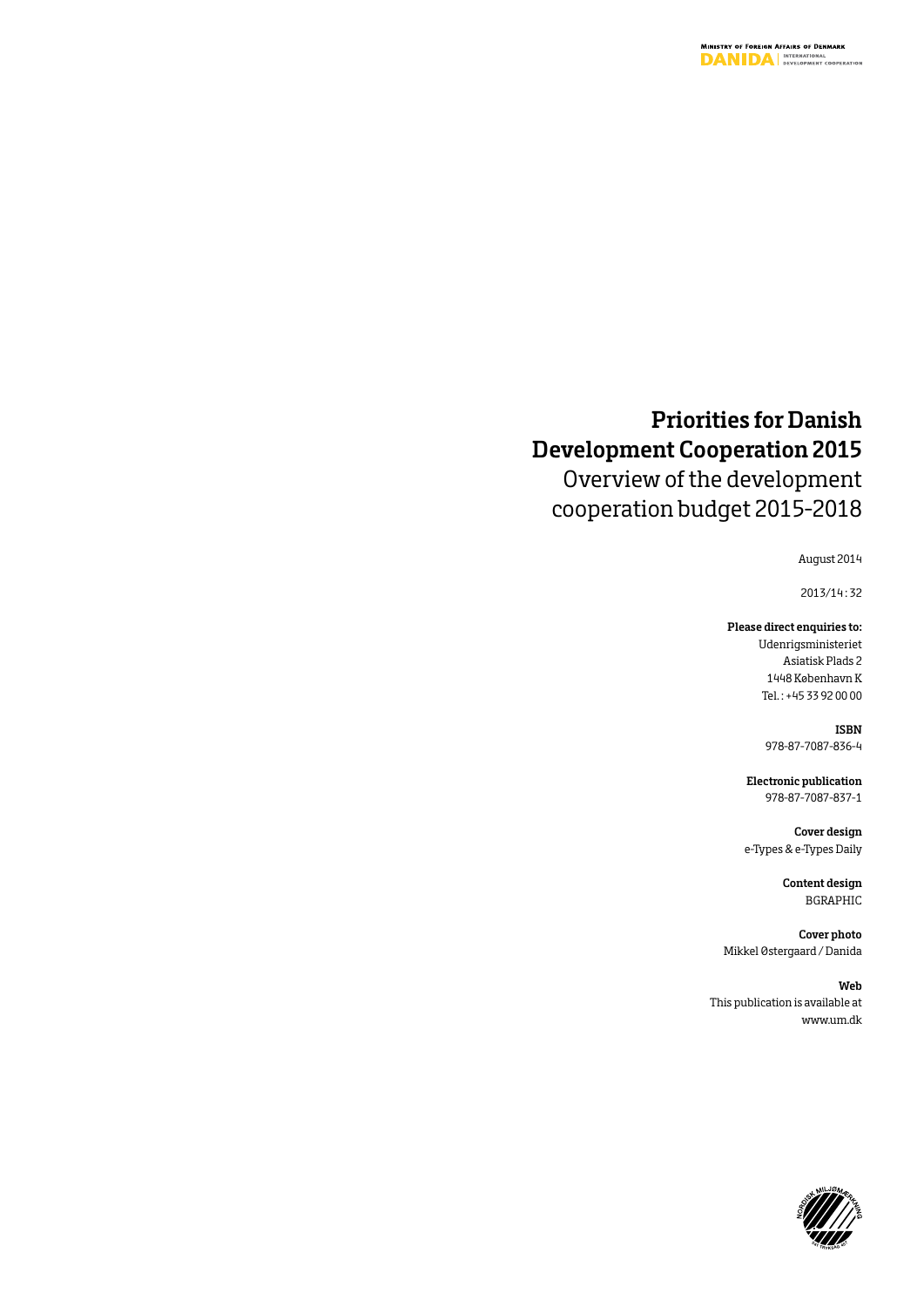MINISTRY OF FOREIGN AFFAIRS OF DENMARK
DANIDA | INTERNATIONAL DEVELOPMENT COOPERATION

# Priorities for Danish Development Cooperation 2015

## Overview of the development cooperation budget 2015-2018

August 2014

2013/14 : 32

**Please direct enquiries to:**
Udenrigsministeriet
Asiatisk Plads 2
1448 København K
Tel. : +45 33 92 00 00

**ISBN**
978-87-7087-836-4

**Electronic publication**
978-87-7087-837-1

**Cover design**
e-Types & e-Types Daily

**Content design**
BGRAPHIC

**Cover photo**
Mikkel Østergaard / Danida

**Web**
This publication is available at
www.um.dk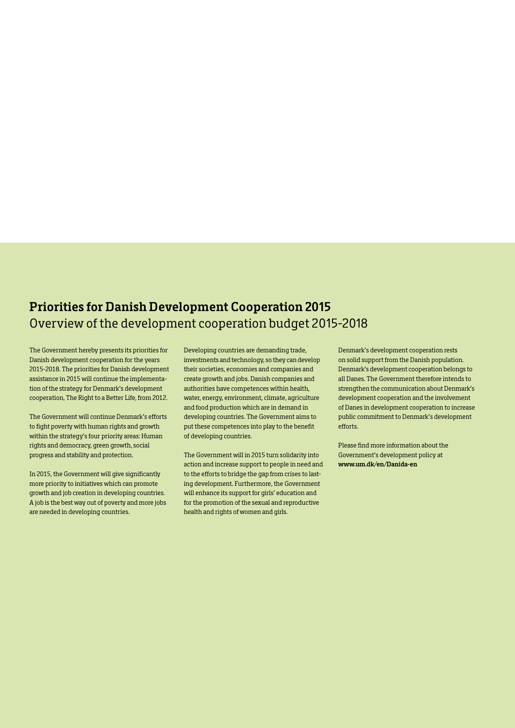# Priorities for Danish Development Cooperation 2015

## Overview of the development cooperation budget 2015-2018

The Government hereby presents its priorities for Danish development cooperation for the years 2015-2018. The priorities for Danish development assistance in 2015 will continue the implementation of the strategy for Denmark's development cooperation, The Right to a Better Life, from 2012.

The Government will continue Denmark's efforts to fight poverty with human rights and growth within the strategy's four priority areas: Human rights and democracy, green growth, social progress and stability and protection.

In 2015, the Government will give significantly more priority to initiatives which can promote growth and job creation in developing countries. A job is the best way out of poverty and more jobs are needed in developing countries.

Developing countries are demanding trade, investments and technology, so they can develop their societies, economies and companies and create growth and jobs. Danish companies and authorities have competences within health, water, energy, environment, climate, agriculture and food production which are in demand in developing countries. The Government aims to put these competences into play to the benefit of developing countries.

The Government will in 2015 turn solidarity into action and increase support to people in need and to the efforts to bridge the gap from crises to lasting development. Furthermore, the Government will enhance its support for girls' education and for the promotion of the sexual and reproductive health and rights of women and girls.

Denmark's development cooperation rests on solid support from the Danish population. Denmark's development cooperation belongs to all Danes. The Government therefore intends to strengthen the communication about Denmark's development cooperation and the involvement of Danes in development cooperation to increase public commitment to Denmark's development efforts.

Please find more information about the Government's development policy at **www.um.dk/en/Danida-en**